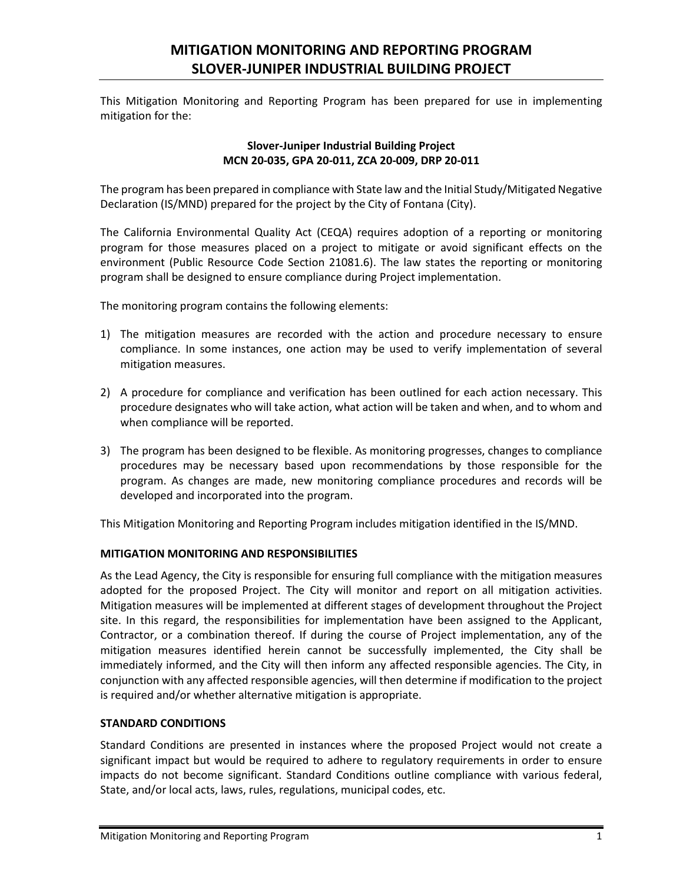# MITIGATION MONITORING AND REPORTING PROGRAM
# SLOVER-JUNIPER INDUSTRIAL BUILDING PROJECT

This Mitigation Monitoring and Reporting Program has been prepared for use in implementing mitigation for the:

**Slover-Juniper Industrial Building Project**
**MCN 20-035, GPA 20-011, ZCA 20-009, DRP 20-011**

The program has been prepared in compliance with State law and the Initial Study/Mitigated Negative Declaration (IS/MND) prepared for the project by the City of Fontana (City).

The California Environmental Quality Act (CEQA) requires adoption of a reporting or monitoring program for those measures placed on a project to mitigate or avoid significant effects on the environment (Public Resource Code Section 21081.6). The law states the reporting or monitoring program shall be designed to ensure compliance during Project implementation.

The monitoring program contains the following elements:

1) The mitigation measures are recorded with the action and procedure necessary to ensure compliance. In some instances, one action may be used to verify implementation of several mitigation measures.

2) A procedure for compliance and verification has been outlined for each action necessary. This procedure designates who will take action, what action will be taken and when, and to whom and when compliance will be reported.

3) The program has been designed to be flexible. As monitoring progresses, changes to compliance procedures may be necessary based upon recommendations by those responsible for the program. As changes are made, new monitoring compliance procedures and records will be developed and incorporated into the program.

This Mitigation Monitoring and Reporting Program includes mitigation identified in the IS/MND.

### MITIGATION MONITORING AND RESPONSIBILITIES

As the Lead Agency, the City is responsible for ensuring full compliance with the mitigation measures adopted for the proposed Project. The City will monitor and report on all mitigation activities. Mitigation measures will be implemented at different stages of development throughout the Project site. In this regard, the responsibilities for implementation have been assigned to the Applicant, Contractor, or a combination thereof. If during the course of Project implementation, any of the mitigation measures identified herein cannot be successfully implemented, the City shall be immediately informed, and the City will then inform any affected responsible agencies. The City, in conjunction with any affected responsible agencies, will then determine if modification to the project is required and/or whether alternative mitigation is appropriate.

### STANDARD CONDITIONS

Standard Conditions are presented in instances where the proposed Project would not create a significant impact but would be required to adhere to regulatory requirements in order to ensure impacts do not become significant. Standard Conditions outline compliance with various federal, State, and/or local acts, laws, rules, regulations, municipal codes, etc.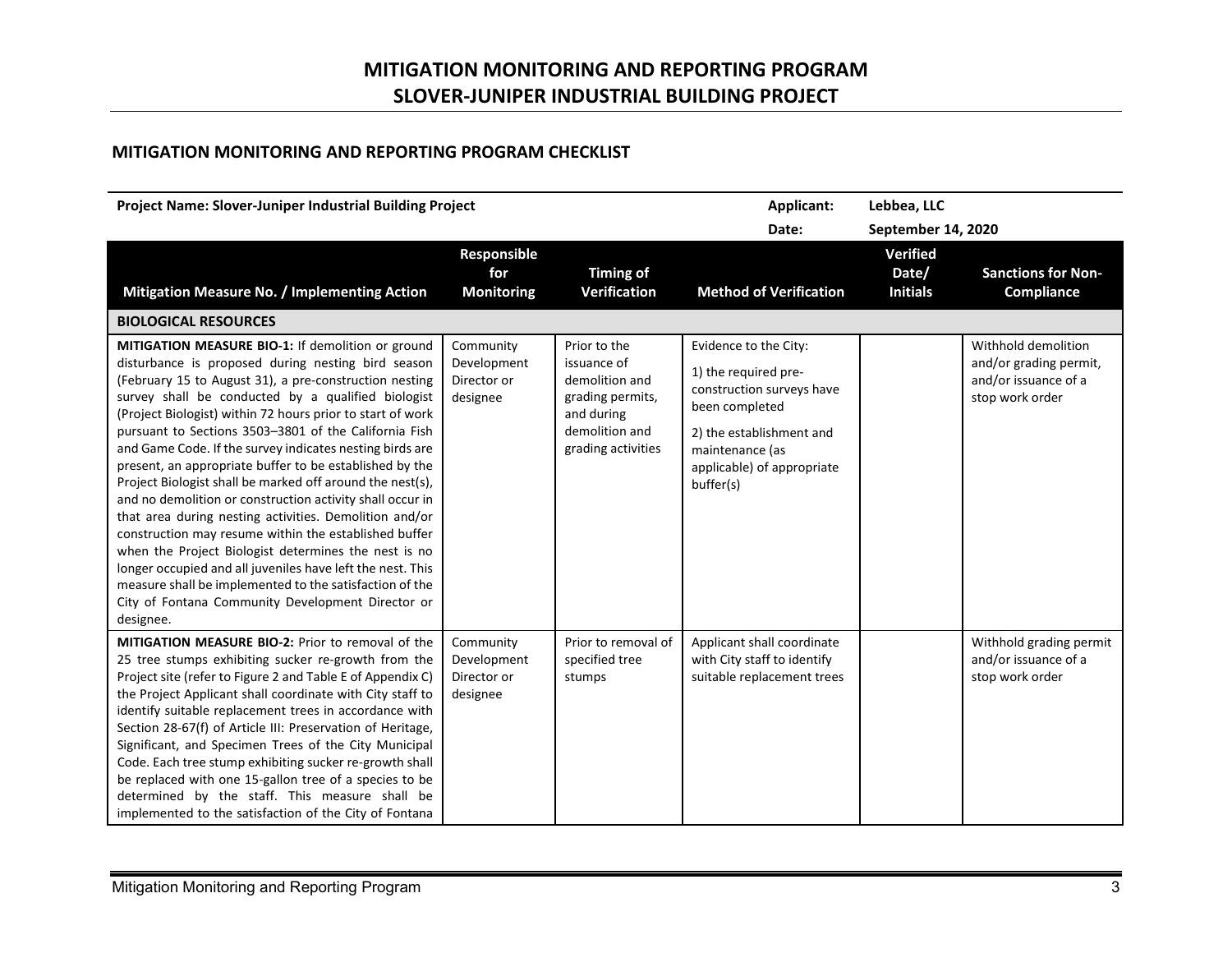# MITIGATION MONITORING AND REPORTING PROGRAM
# SLOVER-JUNIPER INDUSTRIAL BUILDING PROJECT

## MITIGATION MONITORING AND REPORTING PROGRAM CHECKLIST

**Project Name: Slover-Juniper Industrial Building Project** | **Applicant:** **Lebbea, LLC** | **Date:** **September 14, 2020**

| Mitigation Measure No. / Implementing Action | Responsible for Monitoring | Timing of Verification | Method of Verification | Verified Date/ Initials | Sanctions for Non-Compliance |
|---|---|---|---|---|---|
| **BIOLOGICAL RESOURCES** | | | | | |
| **MITIGATION MEASURE BIO-1:** If demolition or ground disturbance is proposed during nesting bird season (February 15 to August 31), a pre-construction nesting survey shall be conducted by a qualified biologist (Project Biologist) within 72 hours prior to start of work pursuant to Sections 3503–3801 of the California Fish and Game Code. If the survey indicates nesting birds are present, an appropriate buffer to be established by the Project Biologist shall be marked off around the nest(s), and no demolition or construction activity shall occur in that area during nesting activities. Demolition and/or construction may resume within the established buffer when the Project Biologist determines the nest is no longer occupied and all juveniles have left the nest. This measure shall be implemented to the satisfaction of the City of Fontana Community Development Director or designee. | Community Development Director or designee | Prior to the issuance of demolition and grading permits, and during demolition and grading activities | Evidence to the City: 1) the required pre-construction surveys have been completed 2) the establishment and maintenance (as applicable) of appropriate buffer(s) | | Withhold demolition and/or grading permit, and/or issuance of a stop work order |
| **MITIGATION MEASURE BIO-2:** Prior to removal of the 25 tree stumps exhibiting sucker re-growth from the Project site (refer to Figure 2 and Table E of Appendix C) the Project Applicant shall coordinate with City staff to identify suitable replacement trees in accordance with Section 28-67(f) of Article III: Preservation of Heritage, Significant, and Specimen Trees of the City Municipal Code. Each tree stump exhibiting sucker re-growth shall be replaced with one 15-gallon tree of a species to be determined by the staff. This measure shall be implemented to the satisfaction of the City of Fontana | Community Development Director or designee | Prior to removal of specified tree stumps | Applicant shall coordinate with City staff to identify suitable replacement trees | | Withhold grading permit and/or issuance of a stop work order |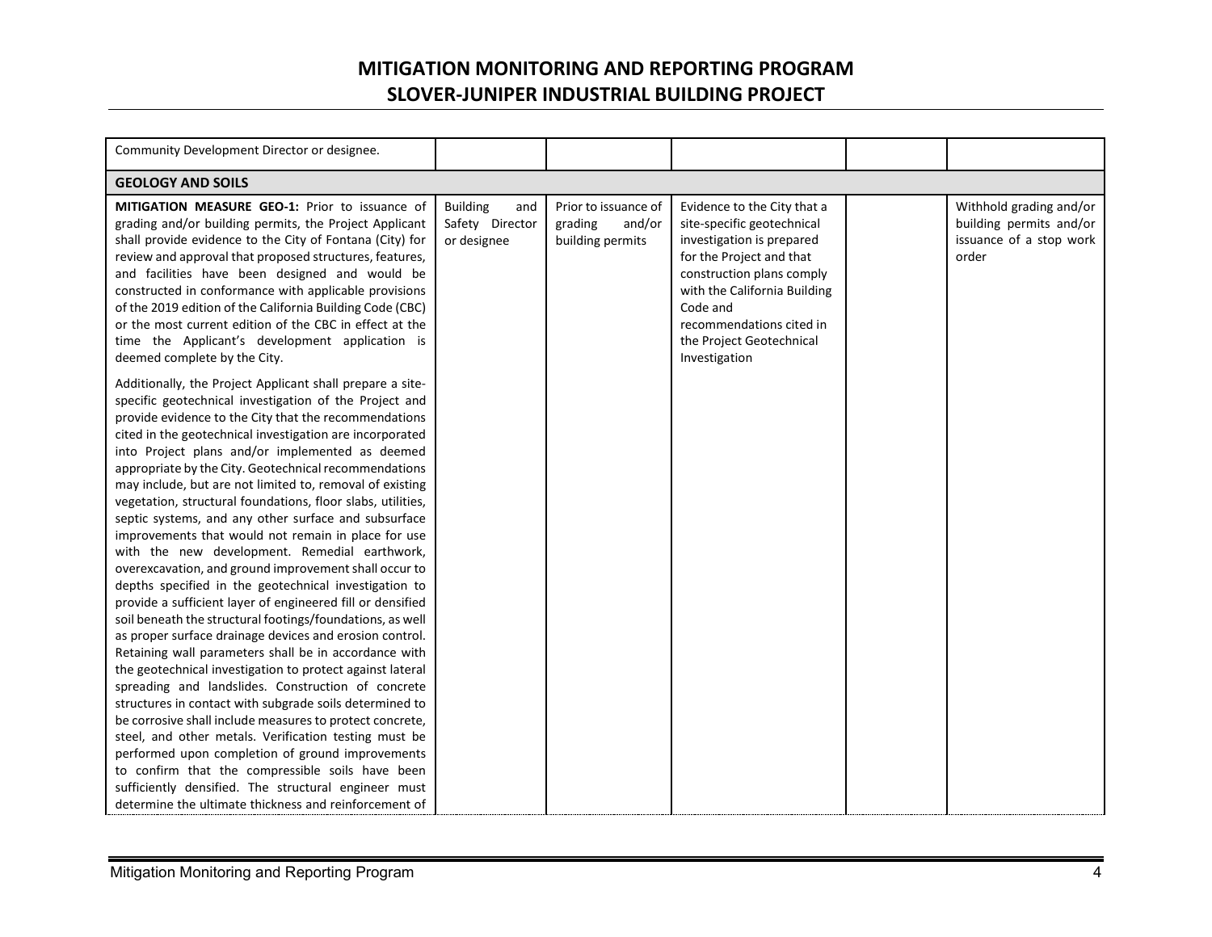| | | | | | |
|---|---|---|---|---|---|
| Community Development Director or designee. | | | | | |
| **GEOLOGY AND SOILS** | | | | | |
| **MITIGATION MEASURE GEO-1:** Prior to issuance of grading and/or building permits, the Project Applicant shall provide evidence to the City of Fontana (City) for review and approval that proposed structures, features, and facilities have been designed and would be constructed in conformance with applicable provisions of the 2019 edition of the California Building Code (CBC) or the most current edition of the CBC in effect at the time the Applicant's development application is deemed complete by the City.<br><br>Additionally, the Project Applicant shall prepare a site-specific geotechnical investigation of the Project and provide evidence to the City that the recommendations cited in the geotechnical investigation are incorporated into Project plans and/or implemented as deemed appropriate by the City. Geotechnical recommendations may include, but are not limited to, removal of existing vegetation, structural foundations, floor slabs, utilities, septic systems, and any other surface and subsurface improvements that would not remain in place for use with the new development. Remedial earthwork, overexcavation, and ground improvement shall occur to depths specified in the geotechnical investigation to provide a sufficient layer of engineered fill or densified soil beneath the structural footings/foundations, as well as proper surface drainage devices and erosion control. Retaining wall parameters shall be in accordance with the geotechnical investigation to protect against lateral spreading and landslides. Construction of concrete structures in contact with subgrade soils determined to be corrosive shall include measures to protect concrete, steel, and other metals. Verification testing must be performed upon completion of ground improvements to confirm that the compressible soils have been sufficiently densified. The structural engineer must determine the ultimate thickness and reinforcement of | Building and Safety Director or designee | Prior to issuance of grading and/or building permits | Evidence to the City that a site-specific geotechnical investigation is prepared for the Project and that construction plans comply with the California Building Code and recommendations cited in the Project Geotechnical Investigation | | Withhold grading and/or building permits and/or issuance of a stop work order |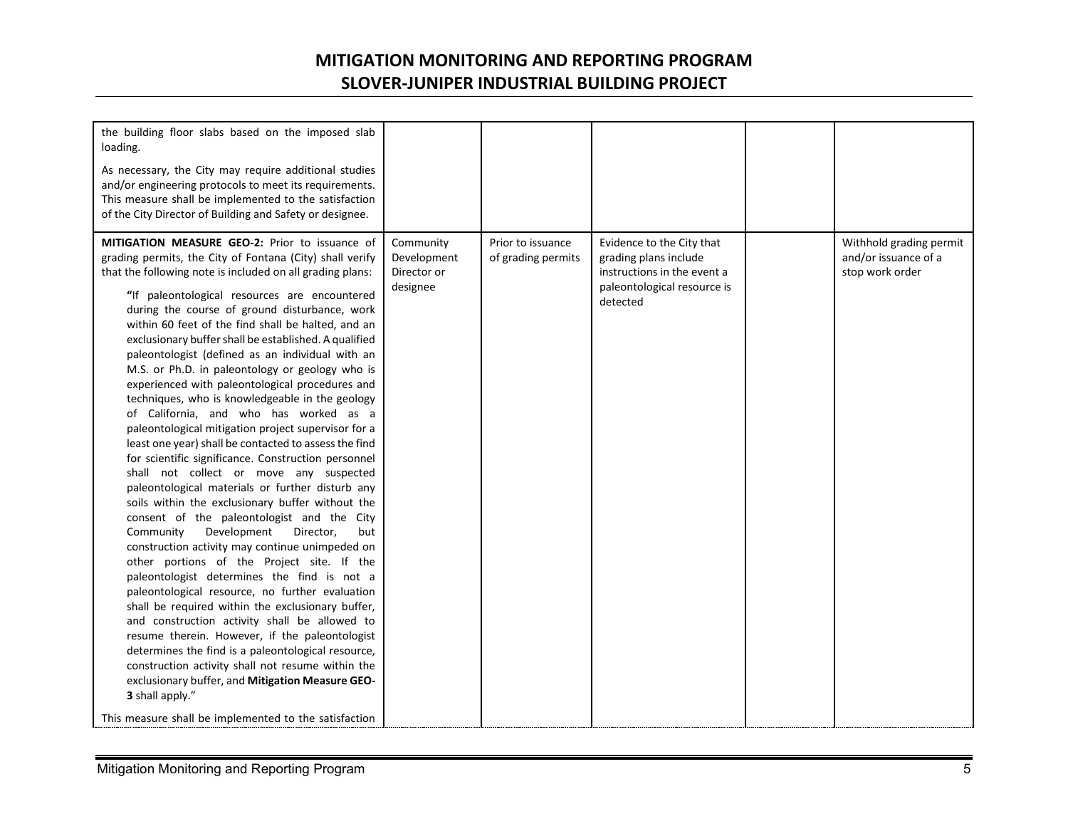# MITIGATION MONITORING AND REPORTING PROGRAM
## SLOVER-JUNIPER INDUSTRIAL BUILDING PROJECT

| | | | | | |
|---|---|---|---|---|---|
| the building floor slabs based on the imposed slab loading.<br><br>As necessary, the City may require additional studies and/or engineering protocols to meet its requirements. This measure shall be implemented to the satisfaction of the City Director of Building and Safety or designee. | | | | | |
| **MITIGATION MEASURE GEO-2:** Prior to issuance of grading permits, the City of Fontana (City) shall verify that the following note is included on all grading plans:<br><br>**"**If paleontological resources are encountered during the course of ground disturbance, work within 60 feet of the find shall be halted, and an exclusionary buffer shall be established. A qualified paleontologist (defined as an individual with an M.S. or Ph.D. in paleontology or geology who is experienced with paleontological procedures and techniques, who is knowledgeable in the geology of California, and who has worked as a paleontological mitigation project supervisor for a least one year) shall be contacted to assess the find for scientific significance. Construction personnel shall not collect or move any suspected paleontological materials or further disturb any soils within the exclusionary buffer without the consent of the paleontologist and the City Community Development Director, but construction activity may continue unimpeded on other portions of the Project site. If the paleontologist determines the find is not a paleontological resource, no further evaluation shall be required within the exclusionary buffer, and construction activity shall be allowed to resume therein. However, if the paleontologist determines the find is a paleontological resource, construction activity shall not resume within the exclusionary buffer, and **Mitigation Measure GEO-3** shall apply."<br><br>This measure shall be implemented to the satisfaction | Community Development Director or designee | Prior to issuance of grading permits | Evidence to the City that grading plans include instructions in the event a paleontological resource is detected | | Withhold grading permit and/or issuance of a stop work order |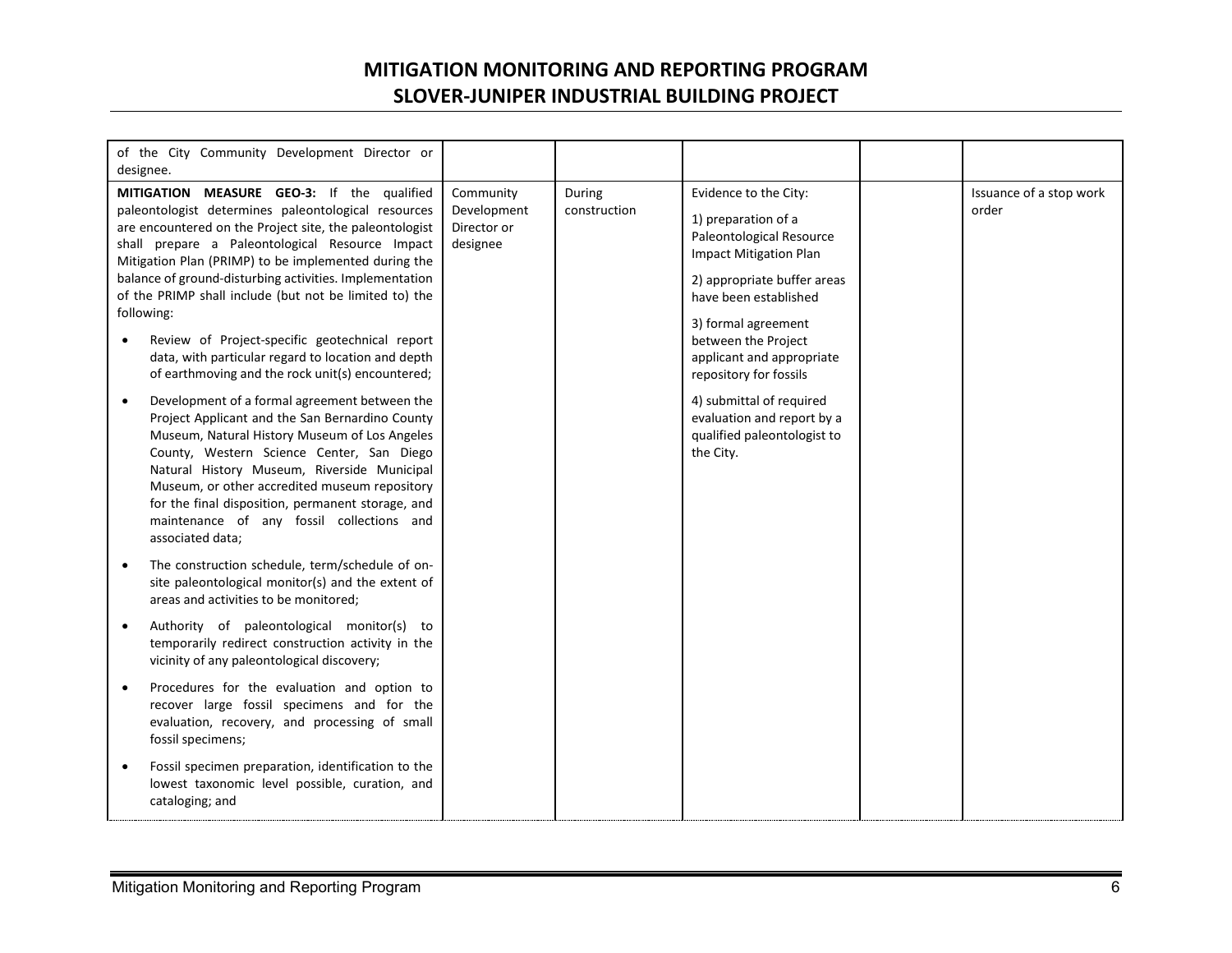| | | | | | |
|---|---|---|---|---|---|
| of the City Community Development Director or designee. | | | | | |
| **MITIGATION MEASURE GEO-3:** If the qualified paleontologist determines paleontological resources are encountered on the Project site, the paleontologist shall prepare a Paleontological Resource Impact Mitigation Plan (PRIMP) to be implemented during the balance of ground-disturbing activities. Implementation of the PRIMP shall include (but not be limited to) the following:<br>• Review of Project-specific geotechnical report data, with particular regard to location and depth of earthmoving and the rock unit(s) encountered;<br>• Development of a formal agreement between the Project Applicant and the San Bernardino County Museum, Natural History Museum of Los Angeles County, Western Science Center, San Diego Natural History Museum, Riverside Municipal Museum, or other accredited museum repository for the final disposition, permanent storage, and maintenance of any fossil collections and associated data;<br>• The construction schedule, term/schedule of on-site paleontological monitor(s) and the extent of areas and activities to be monitored;<br>• Authority of paleontological monitor(s) to temporarily redirect construction activity in the vicinity of any paleontological discovery;<br>• Procedures for the evaluation and option to recover large fossil specimens and for the evaluation, recovery, and processing of small fossil specimens;<br>• Fossil specimen preparation, identification to the lowest taxonomic level possible, curation, and cataloging; and | Community Development Director or designee | During construction | Evidence to the City:<br>1) preparation of a Paleontological Resource Impact Mitigation Plan<br>2) appropriate buffer areas have been established<br>3) formal agreement between the Project applicant and appropriate repository for fossils<br>4) submittal of required evaluation and report by a qualified paleontologist to the City. | | Issuance of a stop work order |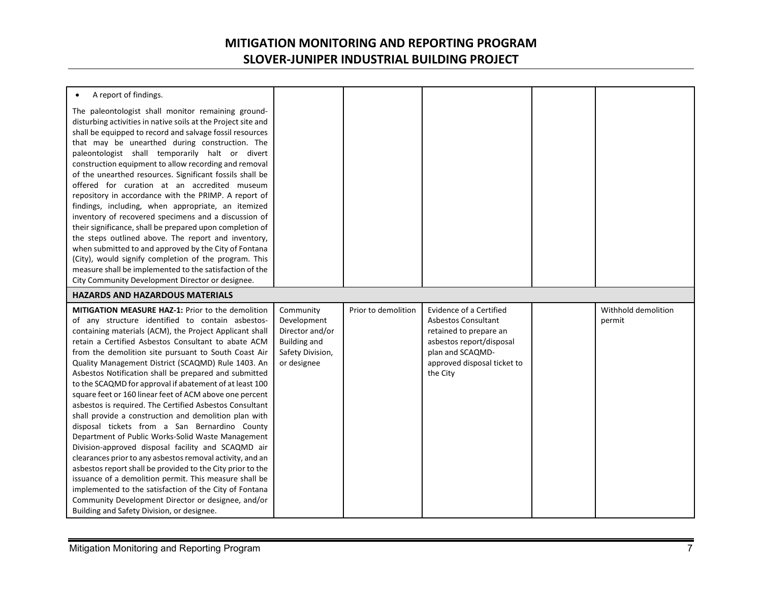| | | | | | |
|---|---|---|---|---|---|
| • A report of findings.<br><br>The paleontologist shall monitor remaining ground-disturbing activities in native soils at the Project site and shall be equipped to record and salvage fossil resources that may be unearthed during construction. The paleontologist shall temporarily halt or divert construction equipment to allow recording and removal of the unearthed resources. Significant fossils shall be offered for curation at an accredited museum repository in accordance with the PRIMP. A report of findings, including, when appropriate, an itemized inventory of recovered specimens and a discussion of their significance, shall be prepared upon completion of the steps outlined above. The report and inventory, when submitted to and approved by the City of Fontana (City), would signify completion of the program. This measure shall be implemented to the satisfaction of the City Community Development Director or designee. | | | | | |
| **HAZARDS AND HAZARDOUS MATERIALS** | | | | | |
| **MITIGATION MEASURE HAZ-1:** Prior to the demolition of any structure identified to contain asbestos-containing materials (ACM), the Project Applicant shall retain a Certified Asbestos Consultant to abate ACM from the demolition site pursuant to South Coast Air Quality Management District (SCAQMD) Rule 1403. An Asbestos Notification shall be prepared and submitted to the SCAQMD for approval if abatement of at least 100 square feet or 160 linear feet of ACM above one percent asbestos is required. The Certified Asbestos Consultant shall provide a construction and demolition plan with disposal tickets from a San Bernardino County Department of Public Works-Solid Waste Management Division-approved disposal facility and SCAQMD air clearances prior to any asbestos removal activity, and an asbestos report shall be provided to the City prior to the issuance of a demolition permit. This measure shall be implemented to the satisfaction of the City of Fontana Community Development Director or designee, and/or Building and Safety Division, or designee. | Community Development Director and/or Building and Safety Division, or designee | Prior to demolition | Evidence of a Certified Asbestos Consultant retained to prepare an asbestos report/disposal plan and SCAQMD-approved disposal ticket to the City | | Withhold demolition permit |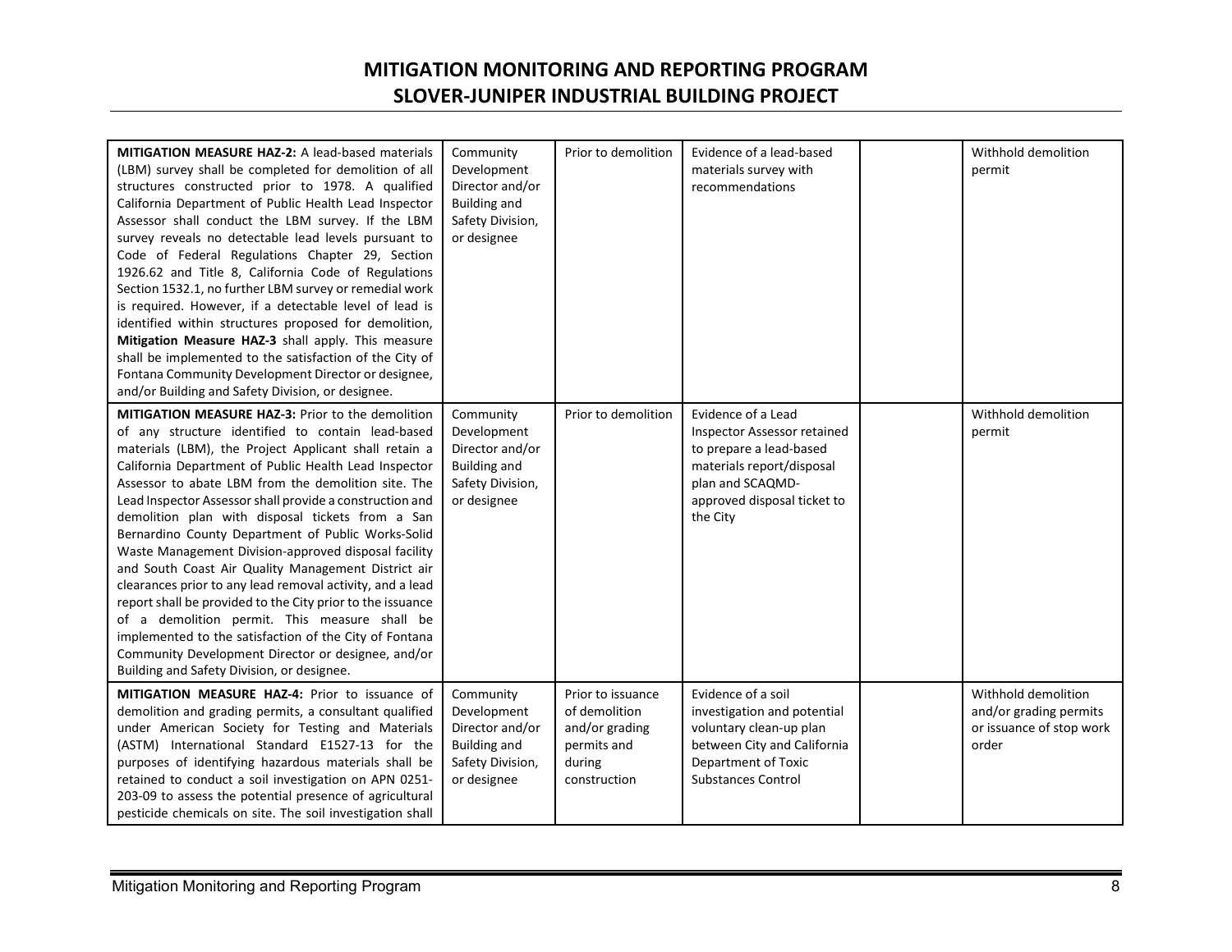| **MITIGATION MEASURE HAZ-2:** A lead-based materials (LBM) survey shall be completed for demolition of all structures constructed prior to 1978. A qualified California Department of Public Health Lead Inspector Assessor shall conduct the LBM survey. If the LBM survey reveals no detectable lead levels pursuant to Code of Federal Regulations Chapter 29, Section 1926.62 and Title 8, California Code of Regulations Section 1532.1, no further LBM survey or remedial work is required. However, if a detectable level of lead is identified within structures proposed for demolition, **Mitigation Measure HAZ-3** shall apply. This measure shall be implemented to the satisfaction of the City of Fontana Community Development Director or designee, and/or Building and Safety Division, or designee. | Community Development Director and/or Building and Safety Division, or designee | Prior to demolition | Evidence of a lead-based materials survey with recommendations | | Withhold demolition permit |
|---|---|---|---|---|---|
| **MITIGATION MEASURE HAZ-3:** Prior to the demolition of any structure identified to contain lead-based materials (LBM), the Project Applicant shall retain a California Department of Public Health Lead Inspector Assessor to abate LBM from the demolition site. The Lead Inspector Assessor shall provide a construction and demolition plan with disposal tickets from a San Bernardino County Department of Public Works-Solid Waste Management Division-approved disposal facility and South Coast Air Quality Management District air clearances prior to any lead removal activity, and a lead report shall be provided to the City prior to the issuance of a demolition permit. This measure shall be implemented to the satisfaction of the City of Fontana Community Development Director or designee, and/or Building and Safety Division, or designee. | Community Development Director and/or Building and Safety Division, or designee | Prior to demolition | Evidence of a Lead Inspector Assessor retained to prepare a lead-based materials report/disposal plan and SCAQMD-approved disposal ticket to the City | | Withhold demolition permit |
| **MITIGATION MEASURE HAZ-4:** Prior to issuance of demolition and grading permits, a consultant qualified under American Society for Testing and Materials (ASTM) International Standard E1527-13 for the purposes of identifying hazardous materials shall be retained to conduct a soil investigation on APN 0251-203-09 to assess the potential presence of agricultural pesticide chemicals on site. The soil investigation shall | Community Development Director and/or Building and Safety Division, or designee | Prior to issuance of demolition and/or grading permits and during construction | Evidence of a soil investigation and potential voluntary clean-up plan between City and California Department of Toxic Substances Control | | Withhold demolition and/or grading permits or issuance of stop work order |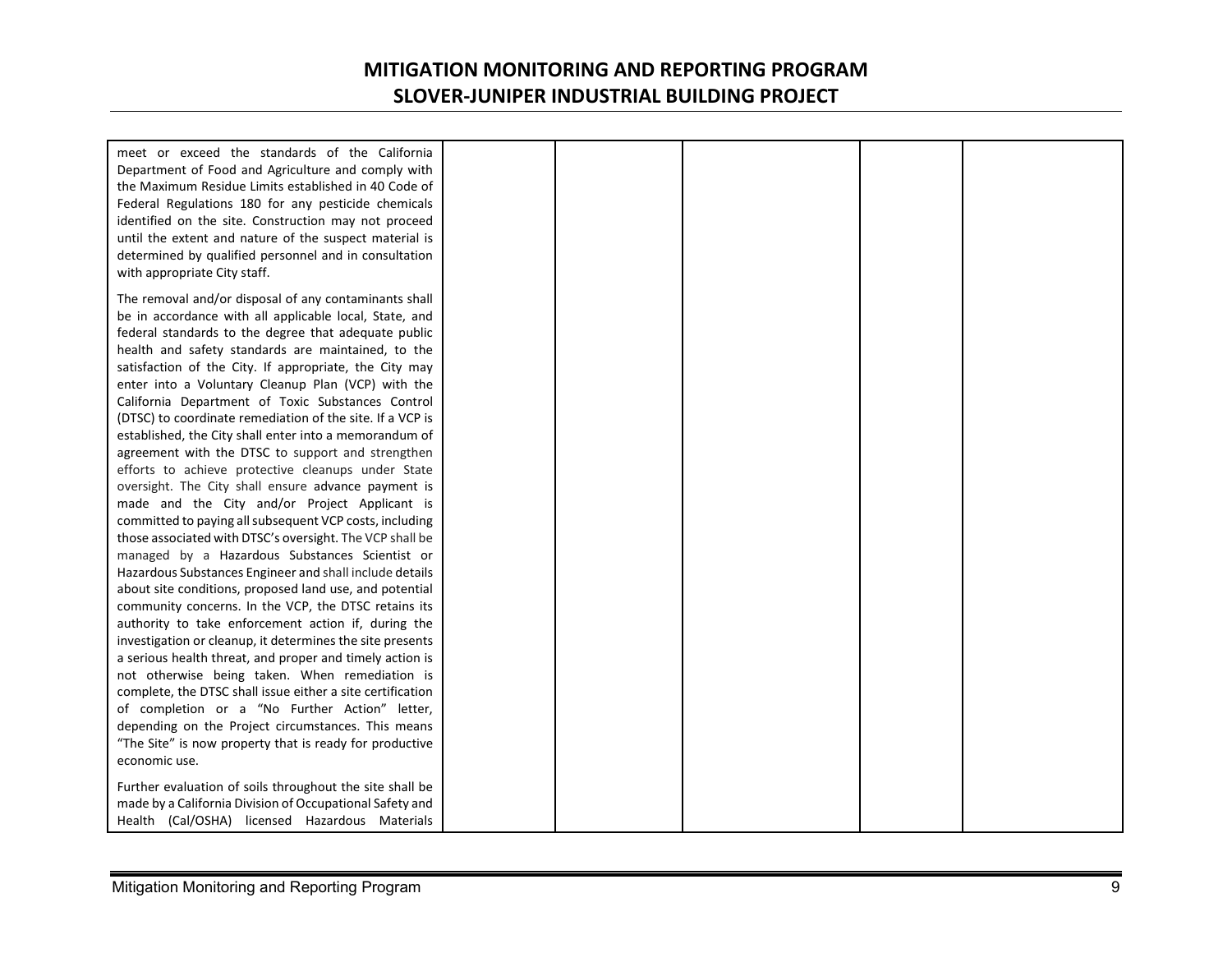| | | | | | |
|---|---|---|---|---|---|
| meet or exceed the standards of the California Department of Food and Agriculture and comply with the Maximum Residue Limits established in 40 Code of Federal Regulations 180 for any pesticide chemicals identified on the site. Construction may not proceed until the extent and nature of the suspect material is determined by qualified personnel and in consultation with appropriate City staff.<br><br>The removal and/or disposal of any contaminants shall be in accordance with all applicable local, State, and federal standards to the degree that adequate public health and safety standards are maintained, to the satisfaction of the City. If appropriate, the City may enter into a Voluntary Cleanup Plan (VCP) with the California Department of Toxic Substances Control (DTSC) to coordinate remediation of the site. If a VCP is established, the City shall enter into a memorandum of agreement with the DTSC to support and strengthen efforts to achieve protective cleanups under State oversight. The City shall ensure advance payment is made and the City and/or Project Applicant is committed to paying all subsequent VCP costs, including those associated with DTSC's oversight. The VCP shall be managed by a Hazardous Substances Scientist or Hazardous Substances Engineer and shall include details about site conditions, proposed land use, and potential community concerns. In the VCP, the DTSC retains its authority to take enforcement action if, during the investigation or cleanup, it determines the site presents a serious health threat, and proper and timely action is not otherwise being taken. When remediation is complete, the DTSC shall issue either a site certification of completion or a "No Further Action" letter, depending on the Project circumstances. This means "The Site" is now property that is ready for productive economic use.<br><br>Further evaluation of soils throughout the site shall be made by a California Division of Occupational Safety and Health (Cal/OSHA) licensed Hazardous Materials | | | | | |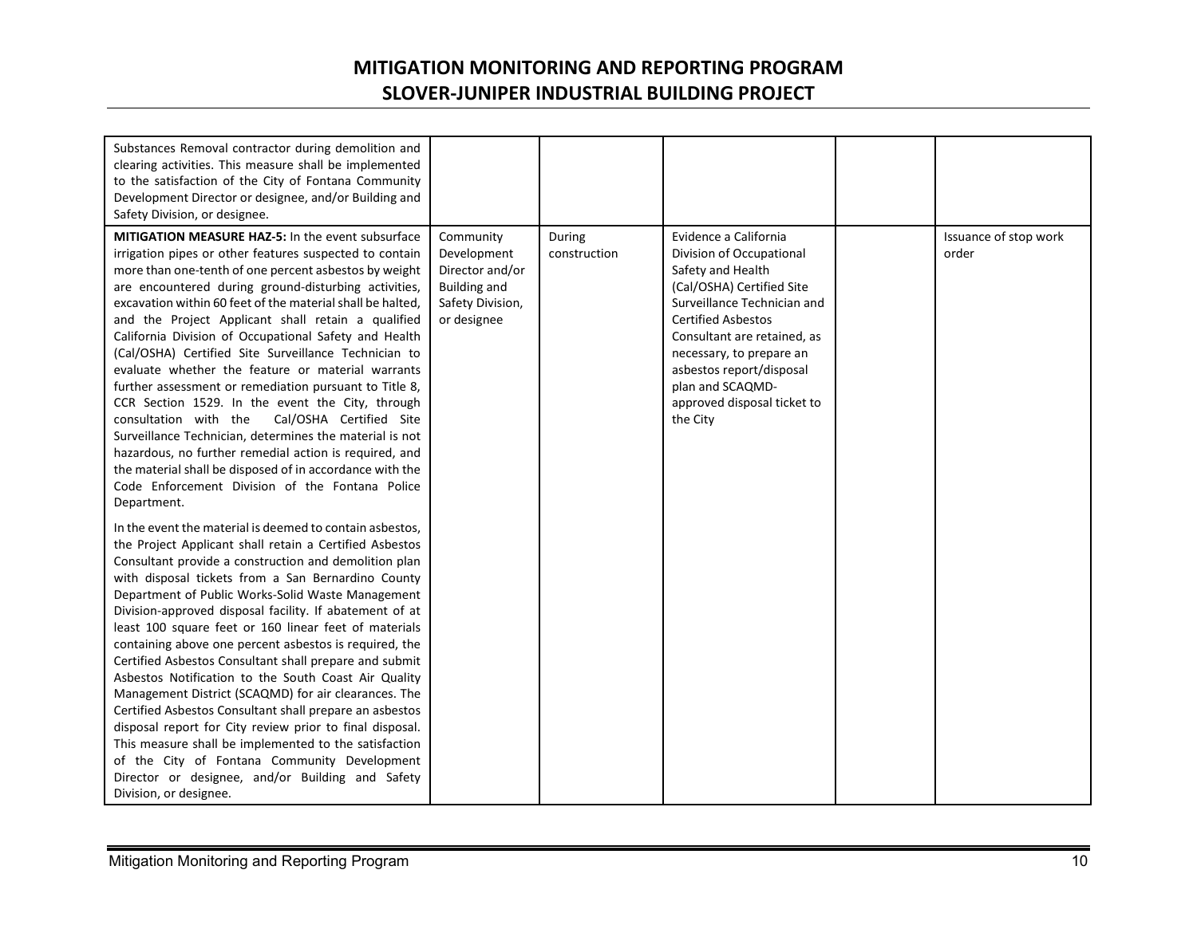| | | | | | |
|---|---|---|---|---|---|
| Substances Removal contractor during demolition and clearing activities. This measure shall be implemented to the satisfaction of the City of Fontana Community Development Director or designee, and/or Building and Safety Division, or designee. | | | | | |
| **MITIGATION MEASURE HAZ-5:** In the event subsurface irrigation pipes or other features suspected to contain more than one-tenth of one percent asbestos by weight are encountered during ground-disturbing activities, excavation within 60 feet of the material shall be halted, and the Project Applicant shall retain a qualified California Division of Occupational Safety and Health (Cal/OSHA) Certified Site Surveillance Technician to evaluate whether the feature or material warrants further assessment or remediation pursuant to Title 8, CCR Section 1529. In the event the City, through consultation with the Cal/OSHA Certified Site Surveillance Technician, determines the material is not hazardous, no further remedial action is required, and the material shall be disposed of in accordance with the Code Enforcement Division of the Fontana Police Department.<br><br>In the event the material is deemed to contain asbestos, the Project Applicant shall retain a Certified Asbestos Consultant provide a construction and demolition plan with disposal tickets from a San Bernardino County Department of Public Works-Solid Waste Management Division-approved disposal facility. If abatement of at least 100 square feet or 160 linear feet of materials containing above one percent asbestos is required, the Certified Asbestos Consultant shall prepare and submit Asbestos Notification to the South Coast Air Quality Management District (SCAQMD) for air clearances. The Certified Asbestos Consultant shall prepare an asbestos disposal report for City review prior to final disposal. This measure shall be implemented to the satisfaction of the City of Fontana Community Development Director or designee, and/or Building and Safety Division, or designee. | Community Development Director and/or Building and Safety Division, or designee | During construction | Evidence a California Division of Occupational Safety and Health (Cal/OSHA) Certified Site Surveillance Technician and Certified Asbestos Consultant are retained, as necessary, to prepare an asbestos report/disposal plan and SCAQMD-approved disposal ticket to the City | | Issuance of stop work order |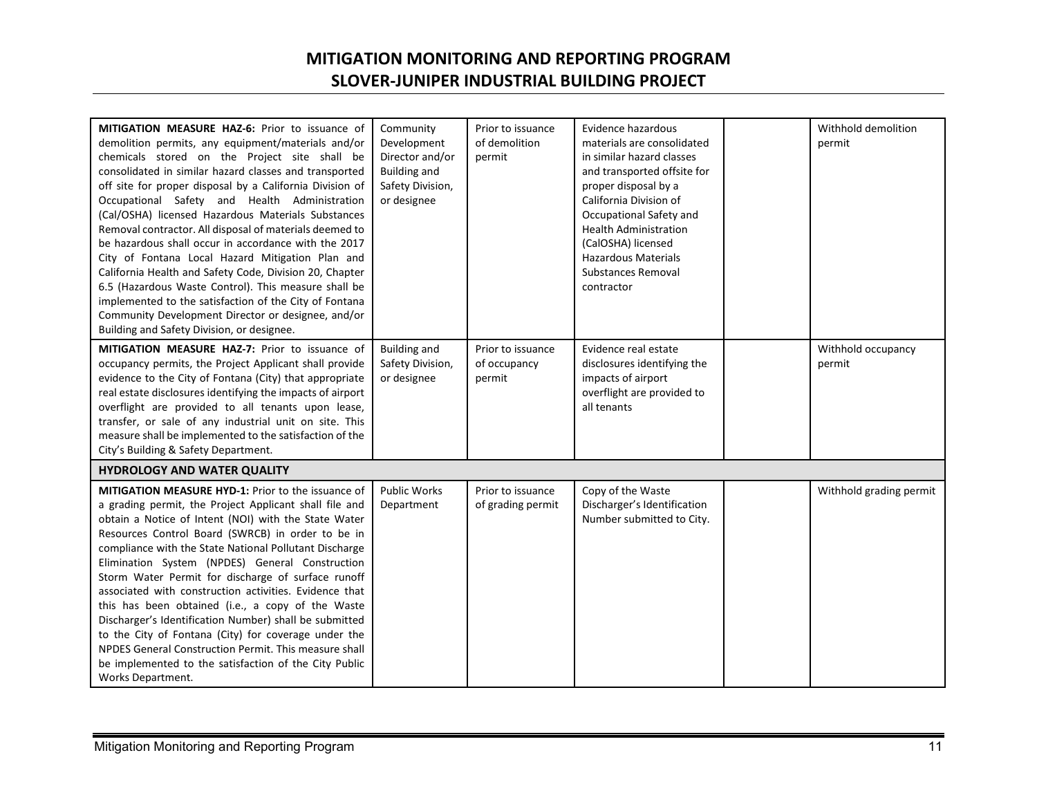# MITIGATION MONITORING AND REPORTING PROGRAM
## SLOVER-JUNIPER INDUSTRIAL BUILDING PROJECT

| | | | | | |
|---|---|---|---|---|---|
| **MITIGATION MEASURE HAZ-6:** Prior to issuance of demolition permits, any equipment/materials and/or chemicals stored on the Project site shall be consolidated in similar hazard classes and transported off site for proper disposal by a California Division of Occupational Safety and Health Administration (Cal/OSHA) licensed Hazardous Materials Substances Removal contractor. All disposal of materials deemed to be hazardous shall occur in accordance with the 2017 City of Fontana Local Hazard Mitigation Plan and California Health and Safety Code, Division 20, Chapter 6.5 (Hazardous Waste Control). This measure shall be implemented to the satisfaction of the City of Fontana Community Development Director or designee, and/or Building and Safety Division, or designee. | Community Development Director and/or Building and Safety Division, or designee | Prior to issuance of demolition permit | Evidence hazardous materials are consolidated in similar hazard classes and transported offsite for proper disposal by a California Division of Occupational Safety and Health Administration (CalOSHA) licensed Hazardous Materials Substances Removal contractor | | Withhold demolition permit |
| **MITIGATION MEASURE HAZ-7:** Prior to issuance of occupancy permits, the Project Applicant shall provide evidence to the City of Fontana (City) that appropriate real estate disclosures identifying the impacts of airport overflight are provided to all tenants upon lease, transfer, or sale of any industrial unit on site. This measure shall be implemented to the satisfaction of the City's Building & Safety Department. | Building and Safety Division, or designee | Prior to issuance of occupancy permit | Evidence real estate disclosures identifying the impacts of airport overflight are provided to all tenants | | Withhold occupancy permit |
| **HYDROLOGY AND WATER QUALITY** | | | | | |
| **MITIGATION MEASURE HYD-1:** Prior to the issuance of a grading permit, the Project Applicant shall file and obtain a Notice of Intent (NOI) with the State Water Resources Control Board (SWRCB) in order to be in compliance with the State National Pollutant Discharge Elimination System (NPDES) General Construction Storm Water Permit for discharge of surface runoff associated with construction activities. Evidence that this has been obtained (i.e., a copy of the Waste Discharger's Identification Number) shall be submitted to the City of Fontana (City) for coverage under the NPDES General Construction Permit. This measure shall be implemented to the satisfaction of the City Public Works Department. | Public Works Department | Prior to issuance of grading permit | Copy of the Waste Discharger's Identification Number submitted to City. | | Withhold grading permit |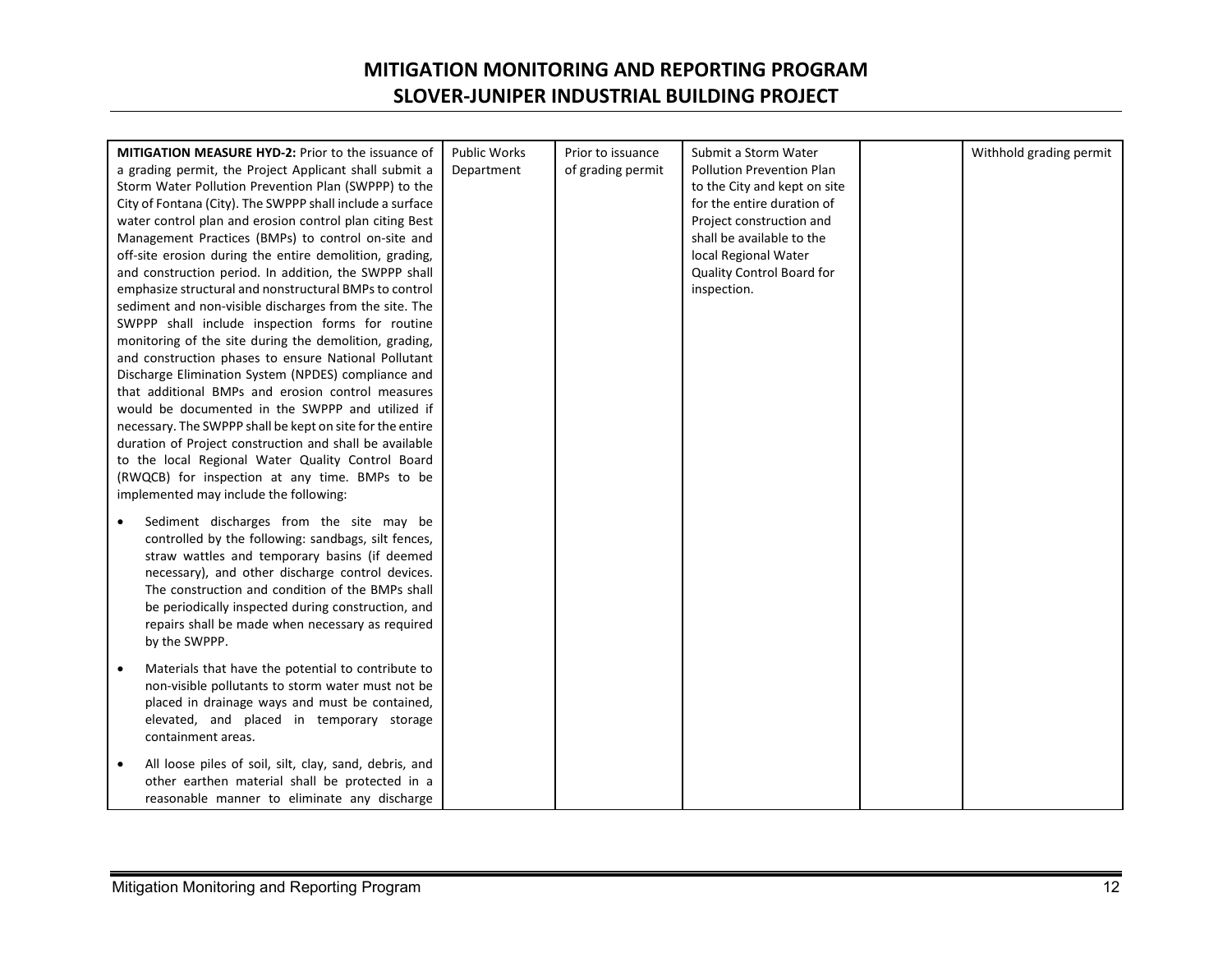# MITIGATION MONITORING AND REPORTING PROGRAM
## SLOVER-JUNIPER INDUSTRIAL BUILDING PROJECT

| | | | | | |
|---|---|---|---|---|---|
| **MITIGATION MEASURE HYD-2:** Prior to the issuance of a grading permit, the Project Applicant shall submit a Storm Water Pollution Prevention Plan (SWPPP) to the City of Fontana (City). The SWPPP shall include a surface water control plan and erosion control plan citing Best Management Practices (BMPs) to control on-site and off-site erosion during the entire demolition, grading, and construction period. In addition, the SWPPP shall emphasize structural and nonstructural BMPs to control sediment and non-visible discharges from the site. The SWPPP shall include inspection forms for routine monitoring of the site during the demolition, grading, and construction phases to ensure National Pollutant Discharge Elimination System (NPDES) compliance and that additional BMPs and erosion control measures would be documented in the SWPPP and utilized if necessary. The SWPPP shall be kept on site for the entire duration of Project construction and shall be available to the local Regional Water Quality Control Board (RWQCB) for inspection at any time. BMPs to be implemented may include the following:<br><br>• Sediment discharges from the site may be controlled by the following: sandbags, silt fences, straw wattles and temporary basins (if deemed necessary), and other discharge control devices. The construction and condition of the BMPs shall be periodically inspected during construction, and repairs shall be made when necessary as required by the SWPPP.<br><br>• Materials that have the potential to contribute to non-visible pollutants to storm water must not be placed in drainage ways and must be contained, elevated, and placed in temporary storage containment areas.<br><br>• All loose piles of soil, silt, clay, sand, debris, and other earthen material shall be protected in a reasonable manner to eliminate any discharge | Public Works Department | Prior to issuance of grading permit | Submit a Storm Water Pollution Prevention Plan to the City and kept on site for the entire duration of Project construction and shall be available to the local Regional Water Quality Control Board for inspection. | | Withhold grading permit |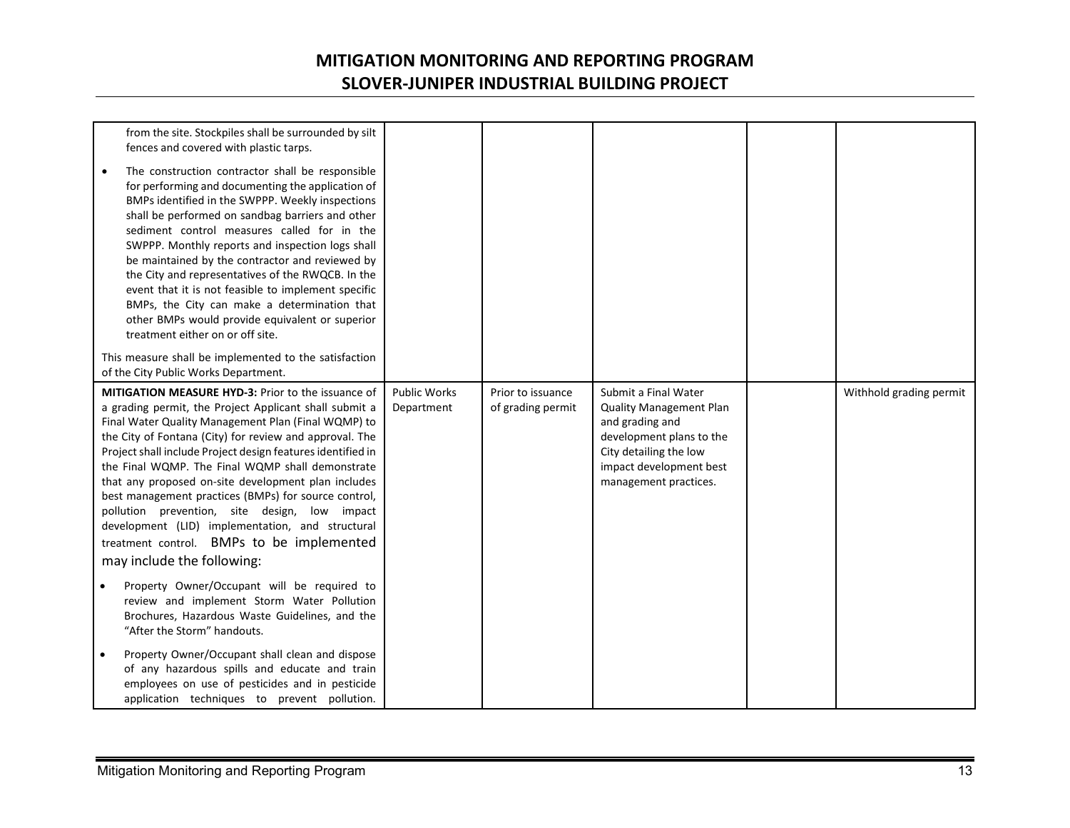| | | | | | |
|---|---|---|---|---|---|
| from the site. Stockpiles shall be surrounded by silt fences and covered with plastic tarps.<br><br>• The construction contractor shall be responsible for performing and documenting the application of BMPs identified in the SWPPP. Weekly inspections shall be performed on sandbag barriers and other sediment control measures called for in the SWPPP. Monthly reports and inspection logs shall be maintained by the contractor and reviewed by the City and representatives of the RWQCB. In the event that it is not feasible to implement specific BMPs, the City can make a determination that other BMPs would provide equivalent or superior treatment either on or off site.<br><br>This measure shall be implemented to the satisfaction of the City Public Works Department. | | | | | |
| **MITIGATION MEASURE HYD-3:** Prior to the issuance of a grading permit, the Project Applicant shall submit a Final Water Quality Management Plan (Final WQMP) to the City of Fontana (City) for review and approval. The Project shall include Project design features identified in the Final WQMP. The Final WQMP shall demonstrate that any proposed on-site development plan includes best management practices (BMPs) for source control, pollution prevention, site design, low impact development (LID) implementation, and structural treatment control. BMPs to be implemented may include the following:<br><br>• Property Owner/Occupant will be required to review and implement Storm Water Pollution Brochures, Hazardous Waste Guidelines, and the "After the Storm" handouts.<br><br>• Property Owner/Occupant shall clean and dispose of any hazardous spills and educate and train employees on use of pesticides and in pesticide application techniques to prevent pollution. | Public Works Department | Prior to issuance of grading permit | Submit a Final Water Quality Management Plan and grading and development plans to the City detailing the low impact development best management practices. | | Withhold grading permit |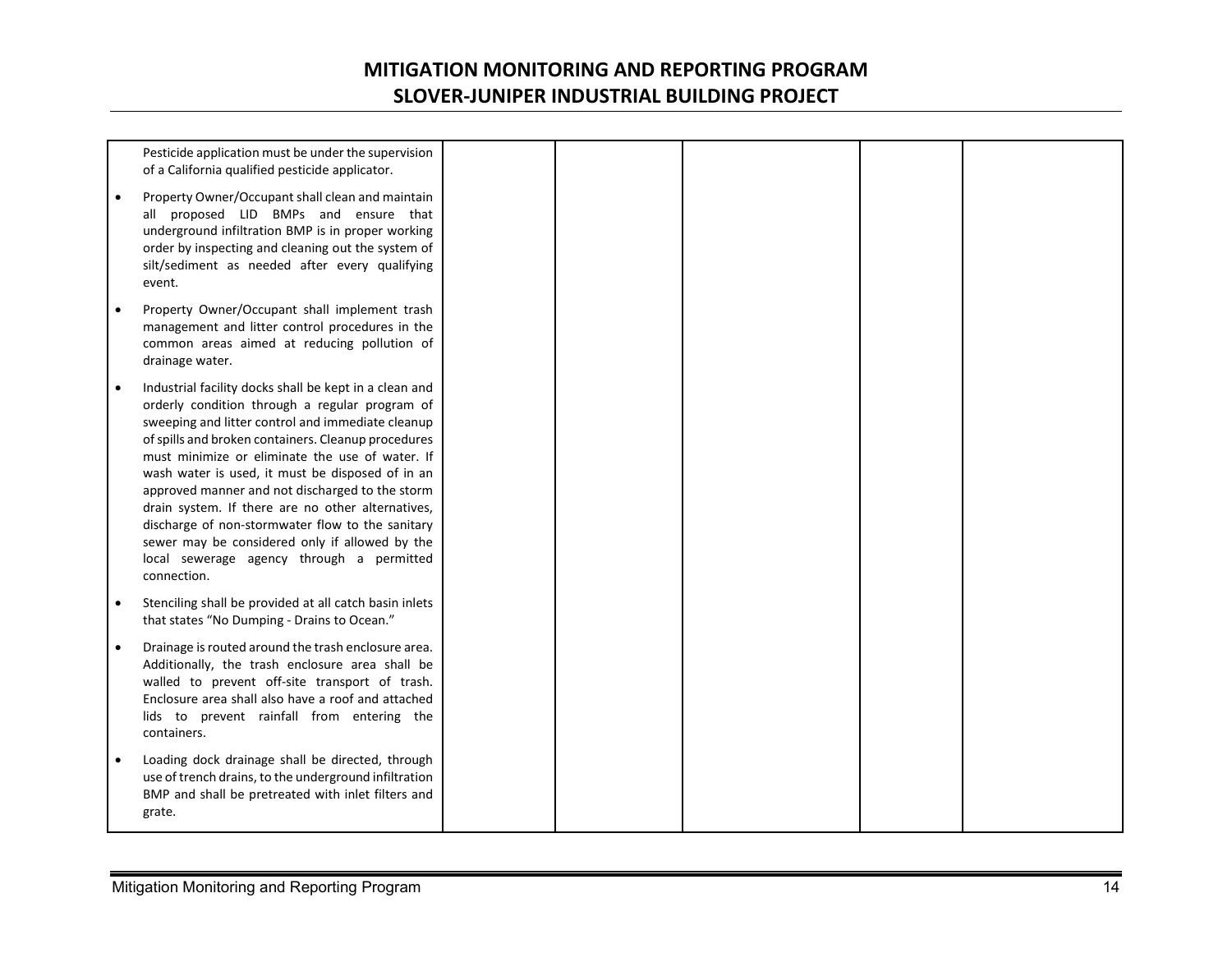| | | | | | |
|---|---|---|---|---|---|
| Pesticide application must be under the supervision of a California qualified pesticide applicator.<br><br>• Property Owner/Occupant shall clean and maintain all proposed LID BMPs and ensure that underground infiltration BMP is in proper working order by inspecting and cleaning out the system of silt/sediment as needed after every qualifying event.<br><br>• Property Owner/Occupant shall implement trash management and litter control procedures in the common areas aimed at reducing pollution of drainage water.<br><br>• Industrial facility docks shall be kept in a clean and orderly condition through a regular program of sweeping and litter control and immediate cleanup of spills and broken containers. Cleanup procedures must minimize or eliminate the use of water. If wash water is used, it must be disposed of in an approved manner and not discharged to the storm drain system. If there are no other alternatives, discharge of non-stormwater flow to the sanitary sewer may be considered only if allowed by the local sewerage agency through a permitted connection.<br><br>• Stenciling shall be provided at all catch basin inlets that states "No Dumping - Drains to Ocean."<br><br>• Drainage is routed around the trash enclosure area. Additionally, the trash enclosure area shall be walled to prevent off-site transport of trash. Enclosure area shall also have a roof and attached lids to prevent rainfall from entering the containers.<br><br>• Loading dock drainage shall be directed, through use of trench drains, to the underground infiltration BMP and shall be pretreated with inlet filters and grate. | | | | | |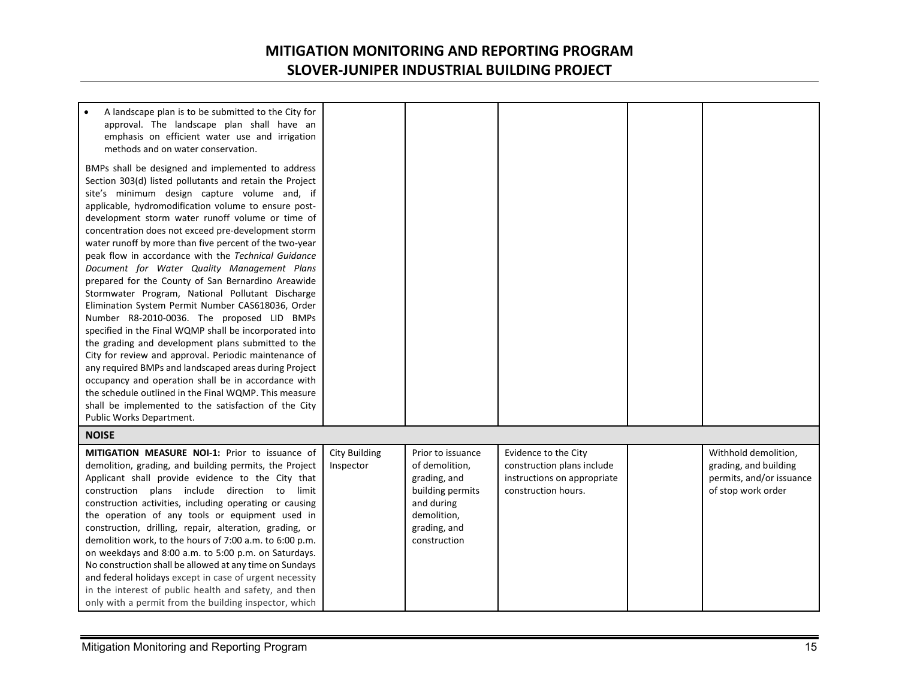| | | | | | |
|---|---|---|---|---|---|
| • A landscape plan is to be submitted to the City for approval. The landscape plan shall have an emphasis on efficient water use and irrigation methods and on water conservation.<br><br>BMPs shall be designed and implemented to address Section 303(d) listed pollutants and retain the Project site's minimum design capture volume and, if applicable, hydromodification volume to ensure post-development storm water runoff volume or time of concentration does not exceed pre-development storm water runoff by more than five percent of the two-year peak flow in accordance with the *Technical Guidance Document for Water Quality Management Plans* prepared for the County of San Bernardino Areawide Stormwater Program, National Pollutant Discharge Elimination System Permit Number CAS618036, Order Number R8-2010-0036. The proposed LID BMPs specified in the Final WQMP shall be incorporated into the grading and development plans submitted to the City for review and approval. Periodic maintenance of any required BMPs and landscaped areas during Project occupancy and operation shall be in accordance with the schedule outlined in the Final WQMP. This measure shall be implemented to the satisfaction of the City Public Works Department. | | | | | |
| **NOISE** | | | | | |
| **MITIGATION MEASURE NOI-1:** Prior to issuance of demolition, grading, and building permits, the Project Applicant shall provide evidence to the City that construction plans include direction to limit construction activities, including operating or causing the operation of any tools or equipment used in construction, drilling, repair, alteration, grading, or demolition work, to the hours of 7:00 a.m. to 6:00 p.m. on weekdays and 8:00 a.m. to 5:00 p.m. on Saturdays. No construction shall be allowed at any time on Sundays and federal holidays except in case of urgent necessity in the interest of public health and safety, and then only with a permit from the building inspector, which | City Building Inspector | Prior to issuance of demolition, grading, and building permits and during demolition, grading, and construction | Evidence to the City construction plans include instructions on appropriate construction hours. | | Withhold demolition, grading, and building permits, and/or issuance of stop work order |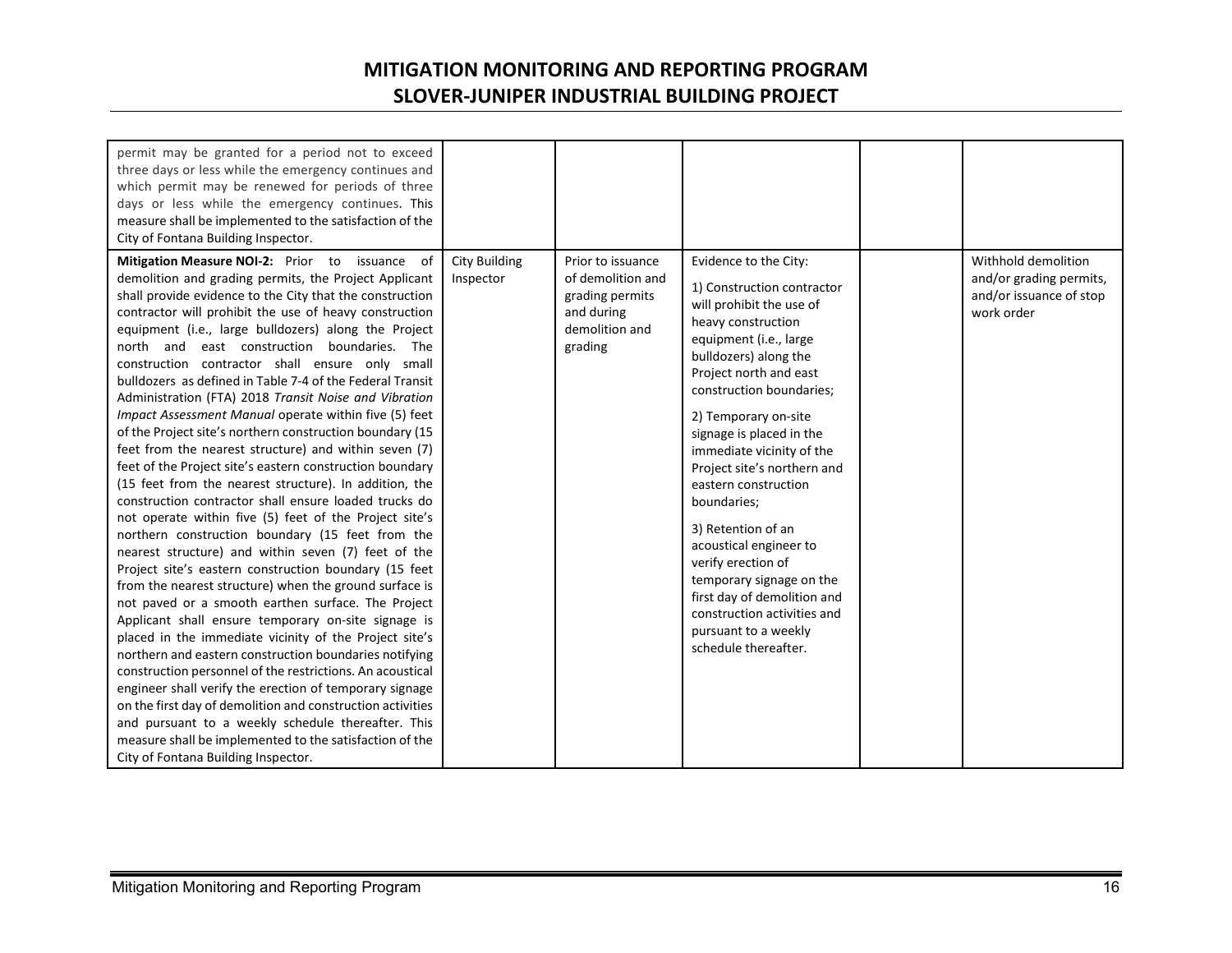| | | | | | |
|---|---|---|---|---|---|
| permit may be granted for a period not to exceed three days or less while the emergency continues and which permit may be renewed for periods of three days or less while the emergency continues. This measure shall be implemented to the satisfaction of the City of Fontana Building Inspector. | | | | | |
| **Mitigation Measure NOI-2:** Prior to issuance of demolition and grading permits, the Project Applicant shall provide evidence to the City that the construction contractor will prohibit the use of heavy construction equipment (i.e., large bulldozers) along the Project north and east construction boundaries. The construction contractor shall ensure only small bulldozers as defined in Table 7-4 of the Federal Transit Administration (FTA) 2018 *Transit Noise and Vibration Impact Assessment Manual* operate within five (5) feet of the Project site's northern construction boundary (15 feet from the nearest structure) and within seven (7) feet of the Project site's eastern construction boundary (15 feet from the nearest structure). In addition, the construction contractor shall ensure loaded trucks do not operate within five (5) feet of the Project site's northern construction boundary (15 feet from the nearest structure) and within seven (7) feet of the Project site's eastern construction boundary (15 feet from the nearest structure) when the ground surface is not paved or a smooth earthen surface. The Project Applicant shall ensure temporary on-site signage is placed in the immediate vicinity of the Project site's northern and eastern construction boundaries notifying construction personnel of the restrictions. An acoustical engineer shall verify the erection of temporary signage on the first day of demolition and construction activities and pursuant to a weekly schedule thereafter. This measure shall be implemented to the satisfaction of the City of Fontana Building Inspector. | City Building Inspector | Prior to issuance of demolition and grading permits and during demolition and grading | Evidence to the City:<br><br>1) Construction contractor will prohibit the use of heavy construction equipment (i.e., large bulldozers) along the Project north and east construction boundaries;<br><br>2) Temporary on-site signage is placed in the immediate vicinity of the Project site's northern and eastern construction boundaries;<br><br>3) Retention of an acoustical engineer to verify erection of temporary signage on the first day of demolition and construction activities and pursuant to a weekly schedule thereafter. | | Withhold demolition and/or grading permits, and/or issuance of stop work order |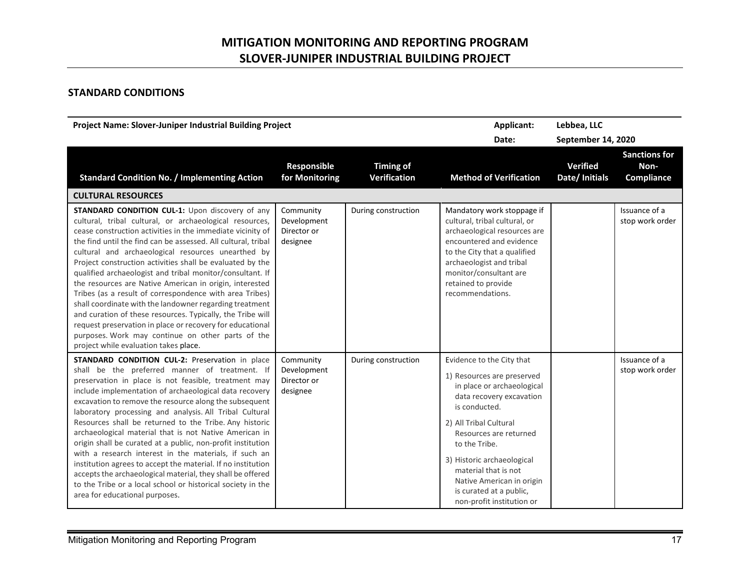# MITIGATION MONITORING AND REPORTING PROGRAM
# SLOVER-JUNIPER INDUSTRIAL BUILDING PROJECT

## STANDARD CONDITIONS

**Project Name: Slover-Juniper Industrial Building Project** | **Applicant:** Lebbea, LLC | **Date:** September 14, 2020

| Standard Condition No. / Implementing Action | Responsible for Monitoring | Timing of Verification | Method of Verification | Verified Date/ Initials | Sanctions for Non-Compliance |
|---|---|---|---|---|---|
| **CULTURAL RESOURCES** | | | | | |
| **STANDARD CONDITION CUL-1:** Upon discovery of any cultural, tribal cultural, or archaeological resources, cease construction activities in the immediate vicinity of the find until the find can be assessed. All cultural, tribal cultural and archaeological resources unearthed by Project construction activities shall be evaluated by the qualified archaeologist and tribal monitor/consultant. If the resources are Native American in origin, interested Tribes (as a result of correspondence with area Tribes) shall coordinate with the landowner regarding treatment and curation of these resources. Typically, the Tribe will request preservation in place or recovery for educational purposes. Work may continue on other parts of the project while evaluation takes place. | Community Development Director or designee | During construction | Mandatory work stoppage if cultural, tribal cultural, or archaeological resources are encountered and evidence to the City that a qualified archaeologist and tribal monitor/consultant are retained to provide recommendations. | | Issuance of a stop work order |
| **STANDARD CONDITION CUL-2:** Preservation in place shall be the preferred manner of treatment. If preservation in place is not feasible, treatment may include implementation of archaeological data recovery excavation to remove the resource along the subsequent laboratory processing and analysis. All Tribal Cultural Resources shall be returned to the Tribe. Any historic archaeological material that is not Native American in origin shall be curated at a public, non-profit institution with a research interest in the materials, if such an institution agrees to accept the material. If no institution accepts the archaeological material, they shall be offered to the Tribe or a local school or historical society in the area for educational purposes. | Community Development Director or designee | During construction | Evidence to the City that<br>1) Resources are preserved in place or archaeological data recovery excavation is conducted.<br>2) All Tribal Cultural Resources are returned to the Tribe.<br>3) Historic archaeological material that is not Native American in origin is curated at a public, non-profit institution or | | Issuance of a stop work order |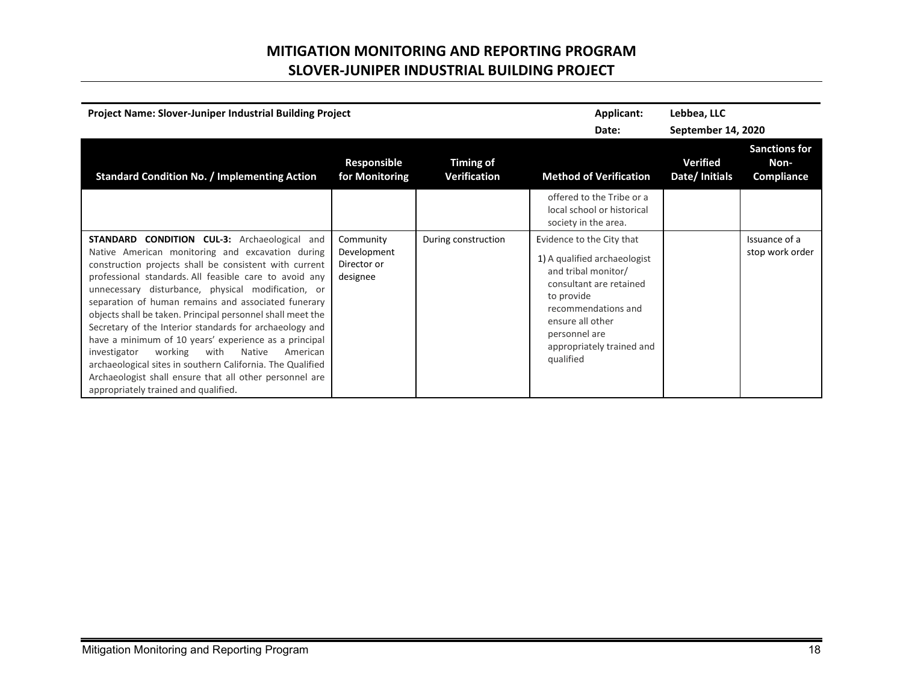# MITIGATION MONITORING AND REPORTING PROGRAM
## SLOVER-JUNIPER INDUSTRIAL BUILDING PROJECT

**Project Name: Slover-Juniper Industrial Building Project** | **Applicant:** Lebbea, LLC | **Date:** September 14, 2020

| Standard Condition No. / Implementing Action | Responsible for Monitoring | Timing of Verification | Method of Verification | Verified Date/ Initials | Sanctions for Non-Compliance |
|---|---|---|---|---|---|
| | | | offered to the Tribe or a local school or historical society in the area. | | |
| **STANDARD CONDITION CUL-3:** Archaeological and Native American monitoring and excavation during construction projects shall be consistent with current professional standards. All feasible care to avoid any unnecessary disturbance, physical modification, or separation of human remains and associated funerary objects shall be taken. Principal personnel shall meet the Secretary of the Interior standards for archaeology and have a minimum of 10 years' experience as a principal investigator working with Native American archaeological sites in southern California. The Qualified Archaeologist shall ensure that all other personnel are appropriately trained and qualified. | Community Development Director or designee | During construction | Evidence to the City that<br>1) A qualified archaeologist and tribal monitor/ consultant are retained to provide recommendations and ensure all other personnel are appropriately trained and qualified | | Issuance of a stop work order |